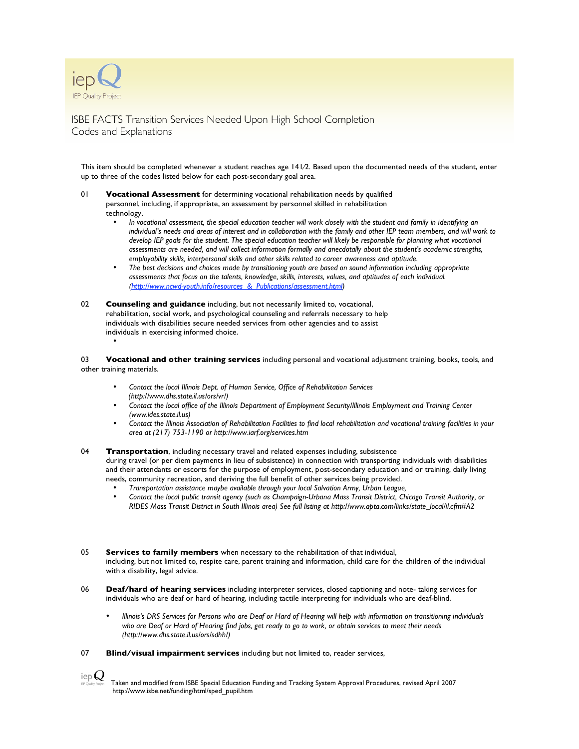iepQ
IEP Quality Project

# ISBE FACTS Transition Services Needed Upon High School Completion Codes and Explanations

This item should be completed whenever a student reaches age 14½. Based upon the documented needs of the student, enter up to three of the codes listed below for each post-secondary goal area.

01 **Vocational Assessment** for determining vocational rehabilitation needs by qualified personnel, including, if appropriate, an assessment by personnel skilled in rehabilitation technology.

- *In vocational assessment, the special education teacher will work closely with the student and family in identifying an individual's needs and areas of interest and in collaboration with the family and other IEP team members, and will work to develop IEP goals for the student. The special education teacher will likely be responsible for planning what vocational assessments are needed, and will collect information formally and anecdotally about the student's academic strengths, employability skills, interpersonal skills and other skills related to career awareness and aptitude.*
- *The best decisions and choices made by transitioning youth are based on sound information including appropriate assessments that focus on the talents, knowledge, skills, interests, values, and aptitudes of each individual. (http://www.ncwd-youth.info/resources_&_Publications/assessment.html)*

02 **Counseling and guidance** including, but not necessarily limited to, vocational, rehabilitation, social work, and psychological counseling and referrals necessary to help individuals with disabilities secure needed services from other agencies and to assist individuals in exercising informed choice.

- 

03 **Vocational and other training services** including personal and vocational adjustment training, books, tools, and other training materials.

- *Contact the local Illinois Dept. of Human Service, Office of Rehabilitation Services (http://www.dhs.state.il.us/ors/vr/)*
- *Contact the local office of the Illinois Department of Employment Security/Illinois Employment and Training Center (www.ides.state.il.us)*
- *Contact the Illinois Association of Rehabilitation Facilities to find local rehabilitation and vocational training facilities in your area at (217) 753-1190 or http://www.iarf.org/services.htm*

04 **Transportation**, including necessary travel and related expenses including, subsistence during travel (or per diem payments in lieu of subsistence) in connection with transporting individuals with disabilities and their attendants or escorts for the purpose of employment, post-secondary education and or training, daily living needs, community recreation, and deriving the full benefit of other services being provided.

- *Transportation assistance maybe available through your local Salvation Army, Urban League,*
- *Contact the local public transit agency (such as Champaign-Urbana Mass Transit District, Chicago Transit Authority, or RIDES Mass Transit District in South Illinois area) See full listing at http://www.apta.com/links/state_local/il.cfm#A2*

05 **Services to family members** when necessary to the rehabilitation of that individual, including, but not limited to, respite care, parent training and information, child care for the children of the individual with a disability, legal advice.

06 **Deaf/hard of hearing services** including interpreter services, closed captioning and note- taking services for individuals who are deaf or hard of hearing, including tactile interpreting for individuals who are deaf-blind.

- *Illinois's DRS Services for Persons who are Deaf or Hard of Hearing will help with information on transitioning individuals who are Deaf or Hard of Hearing find jobs, get ready to go to work, or obtain services to meet their needs (http://www.dhs.state.il.us/ors/sdhh/)*

07 **Blind/visual impairment services** including but not limited to, reader services,

Taken and modified from ISBE Special Education Funding and Tracking System Approval Procedures, revised April 2007 http://www.isbe.net/funding/html/sped_pupil.htm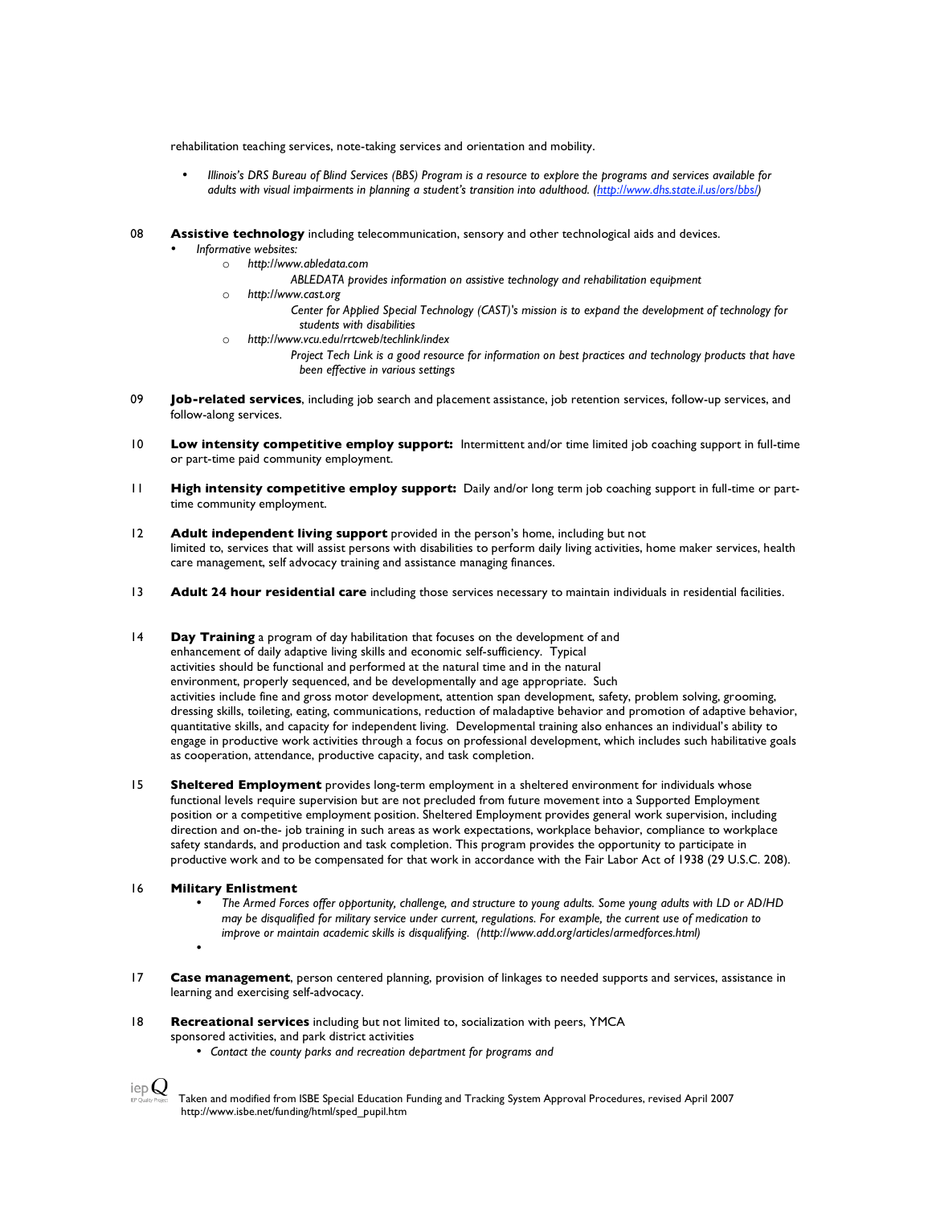rehabilitation teaching services, note-taking services and orientation and mobility.

- *Illinois's DRS Bureau of Blind Services (BBS) Program is a resource to explore the programs and services available for adults with visual impairments in planning a student's transition into adulthood. (http://www.dhs.state.il.us/ors/bbs/)*

08 **Assistive technology** including telecommunication, sensory and other technological aids and devices.

- *Informative websites:*
  - *http://www.abledata.com*
    
    *ABLEDATA provides information on assistive technology and rehabilitation equipment*
  - *http://www.cast.org*
    
    *Center for Applied Special Technology (CAST)'s mission is to expand the development of technology for students with disabilities*
  - *http://www.vcu.edu/rrtcweb/techlink/index*
    
    *Project Tech Link is a good resource for information on best practices and technology products that have been effective in various settings*

09 **Job-related services**, including job search and placement assistance, job retention services, follow-up services, and follow-along services.

10 **Low intensity competitive employ support:** Intermittent and/or time limited job coaching support in full-time or part-time paid community employment.

11 **High intensity competitive employ support:** Daily and/or long term job coaching support in full-time or part-time community employment.

12 **Adult independent living support** provided in the person's home, including but not limited to, services that will assist persons with disabilities to perform daily living activities, home maker services, health care management, self advocacy training and assistance managing finances.

13 **Adult 24 hour residential care** including those services necessary to maintain individuals in residential facilities.

14 **Day Training** a program of day habilitation that focuses on the development of and enhancement of daily adaptive living skills and economic self-sufficiency. Typical activities should be functional and performed at the natural time and in the natural environment, properly sequenced, and be developmentally and age appropriate. Such activities include fine and gross motor development, attention span development, safety, problem solving, grooming, dressing skills, toileting, eating, communications, reduction of maladaptive behavior and promotion of adaptive behavior, quantitative skills, and capacity for independent living. Developmental training also enhances an individual's ability to engage in productive work activities through a focus on professional development, which includes such habilitative goals as cooperation, attendance, productive capacity, and task completion.

15 **Sheltered Employment** provides long-term employment in a sheltered environment for individuals whose functional levels require supervision but are not precluded from future movement into a Supported Employment position or a competitive employment position. Sheltered Employment provides general work supervision, including direction and on-the- job training in such areas as work expectations, workplace behavior, compliance to workplace safety standards, and production and task completion. This program provides the opportunity to participate in productive work and to be compensated for that work in accordance with the Fair Labor Act of 1938 (29 U.S.C. 208).

16 **Military Enlistment**

- *The Armed Forces offer opportunity, challenge, and structure to young adults. Some young adults with LD or AD/HD may be disqualified for military service under current, regulations. For example, the current use of medication to improve or maintain academic skills is disqualifying. (http://www.add.org/articles/armedforces.html)*
- 

17 **Case management**, person centered planning, provision of linkages to needed supports and services, assistance in learning and exercising self-advocacy.

18 **Recreational services** including but not limited to, socialization with peers, YMCA sponsored activities, and park district activities

- *Contact the county parks and recreation department for programs and*

Taken and modified from ISBE Special Education Funding and Tracking System Approval Procedures, revised April 2007 http://www.isbe.net/funding/html/sped_pupil.htm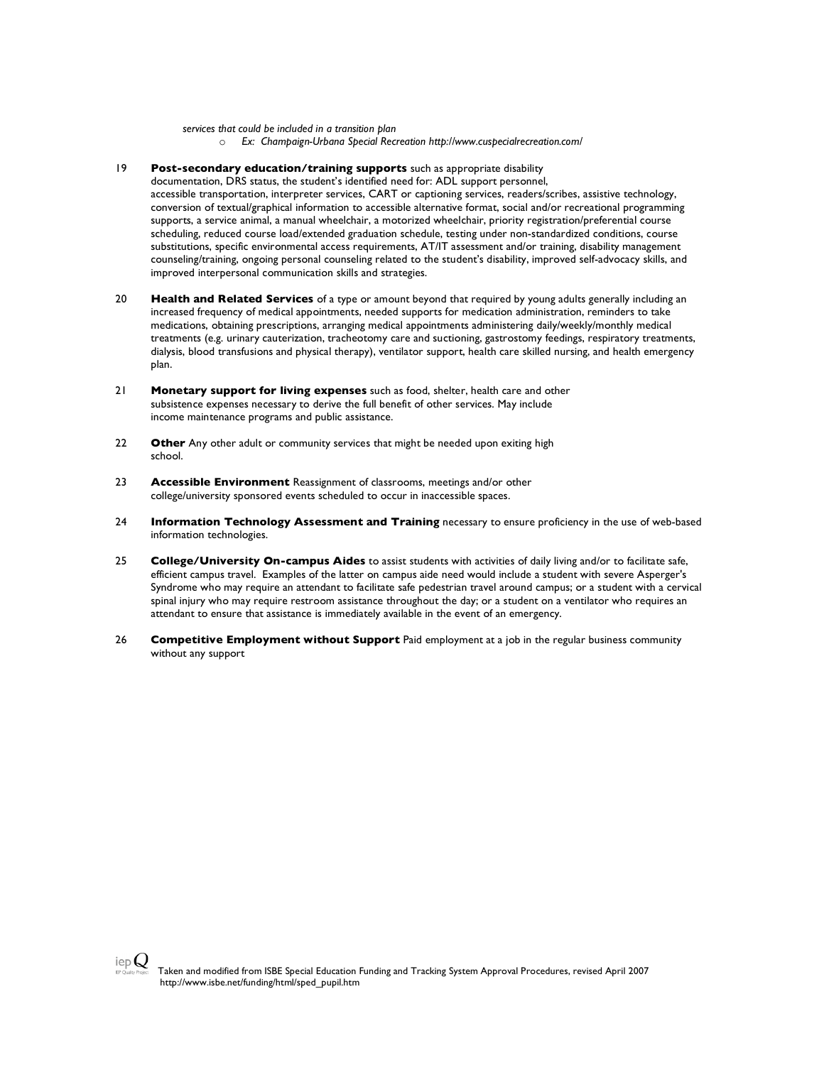*services that could be included in a transition plan*

- *Ex: Champaign-Urbana Special Recreation http://www.cuspecialrecreation.com/*

19 **Post-secondary education/training supports** such as appropriate disability documentation, DRS status, the student's identified need for: ADL support personnel, accessible transportation, interpreter services, CART or captioning services, readers/scribes, assistive technology, conversion of textual/graphical information to accessible alternative format, social and/or recreational programming supports, a service animal, a manual wheelchair, a motorized wheelchair, priority registration/preferential course scheduling, reduced course load/extended graduation schedule, testing under non-standardized conditions, course substitutions, specific environmental access requirements, AT/IT assessment and/or training, disability management counseling/training, ongoing personal counseling related to the student's disability, improved self-advocacy skills, and improved interpersonal communication skills and strategies.

20 **Health and Related Services** of a type or amount beyond that required by young adults generally including an increased frequency of medical appointments, needed supports for medication administration, reminders to take medications, obtaining prescriptions, arranging medical appointments administering daily/weekly/monthly medical treatments (e.g. urinary cauterization, tracheotomy care and suctioning, gastrostomy feedings, respiratory treatments, dialysis, blood transfusions and physical therapy), ventilator support, health care skilled nursing, and health emergency plan.

21 **Monetary support for living expenses** such as food, shelter, health care and other subsistence expenses necessary to derive the full benefit of other services. May include income maintenance programs and public assistance.

22 **Other** Any other adult or community services that might be needed upon exiting high school.

23 **Accessible Environment** Reassignment of classrooms, meetings and/or other college/university sponsored events scheduled to occur in inaccessible spaces.

24 **Information Technology Assessment and Training** necessary to ensure proficiency in the use of web-based information technologies.

25 **College/University On-campus Aides** to assist students with activities of daily living and/or to facilitate safe, efficient campus travel. Examples of the latter on campus aide need would include a student with severe Asperger's Syndrome who may require an attendant to facilitate safe pedestrian travel around campus; or a student with a cervical spinal injury who may require restroom assistance throughout the day; or a student on a ventilator who requires an attendant to ensure that assistance is immediately available in the event of an emergency.

26 **Competitive Employment without Support** Paid employment at a job in the regular business community without any support

Taken and modified from ISBE Special Education Funding and Tracking System Approval Procedures, revised April 2007 http://www.isbe.net/funding/html/sped_pupil.htm